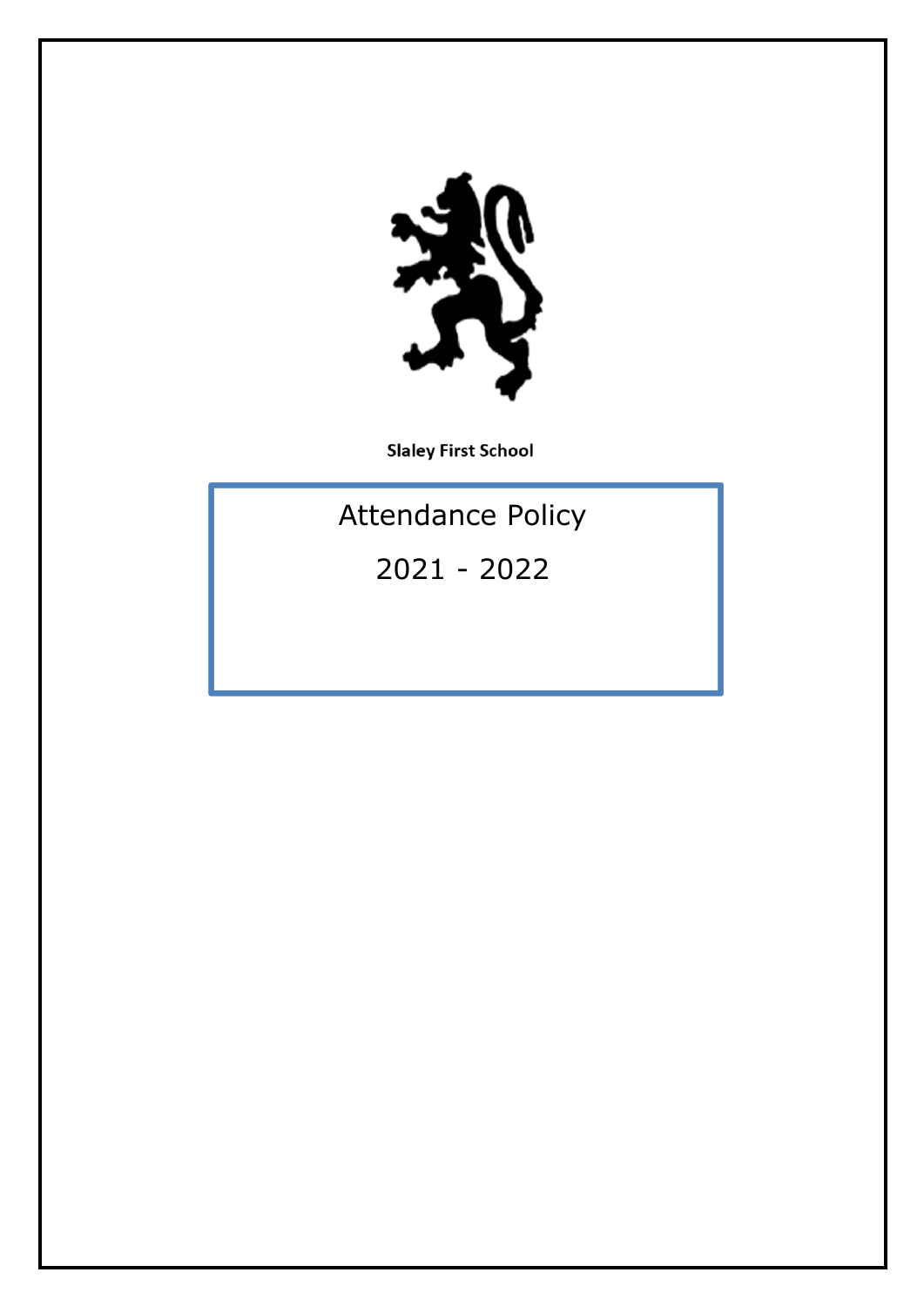**Slaley First School**

# Attendance Policy

## 2021 - 2022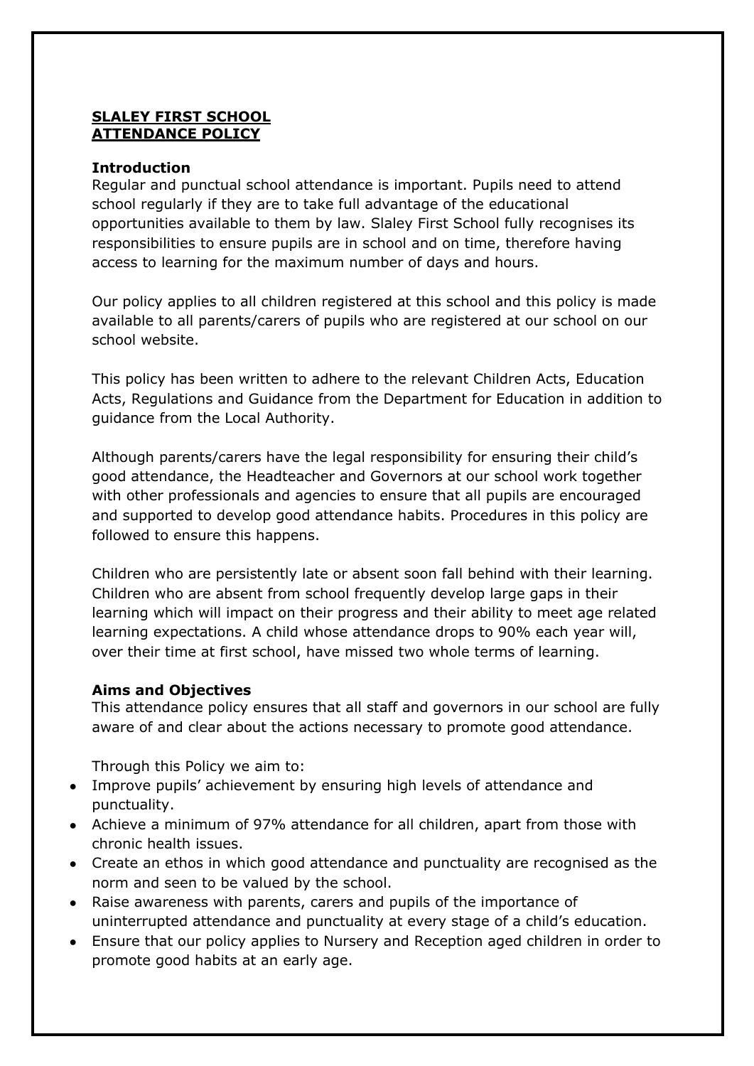**SLALEY FIRST SCHOOL**
**ATTENDANCE POLICY**

**Introduction**

Regular and punctual school attendance is important. Pupils need to attend school regularly if they are to take full advantage of the educational opportunities available to them by law. Slaley First School fully recognises its responsibilities to ensure pupils are in school and on time, therefore having access to learning for the maximum number of days and hours.

Our policy applies to all children registered at this school and this policy is made available to all parents/carers of pupils who are registered at our school on our school website.

This policy has been written to adhere to the relevant Children Acts, Education Acts, Regulations and Guidance from the Department for Education in addition to guidance from the Local Authority.

Although parents/carers have the legal responsibility for ensuring their child's good attendance, the Headteacher and Governors at our school work together with other professionals and agencies to ensure that all pupils are encouraged and supported to develop good attendance habits. Procedures in this policy are followed to ensure this happens.

Children who are persistently late or absent soon fall behind with their learning. Children who are absent from school frequently develop large gaps in their learning which will impact on their progress and their ability to meet age related learning expectations. A child whose attendance drops to 90% each year will, over their time at first school, have missed two whole terms of learning.

**Aims and Objectives**

This attendance policy ensures that all staff and governors in our school are fully aware of and clear about the actions necessary to promote good attendance.

Through this Policy we aim to:

- Improve pupils' achievement by ensuring high levels of attendance and punctuality.
- Achieve a minimum of 97% attendance for all children, apart from those with chronic health issues.
- Create an ethos in which good attendance and punctuality are recognised as the norm and seen to be valued by the school.
- Raise awareness with parents, carers and pupils of the importance of uninterrupted attendance and punctuality at every stage of a child's education.
- Ensure that our policy applies to Nursery and Reception aged children in order to promote good habits at an early age.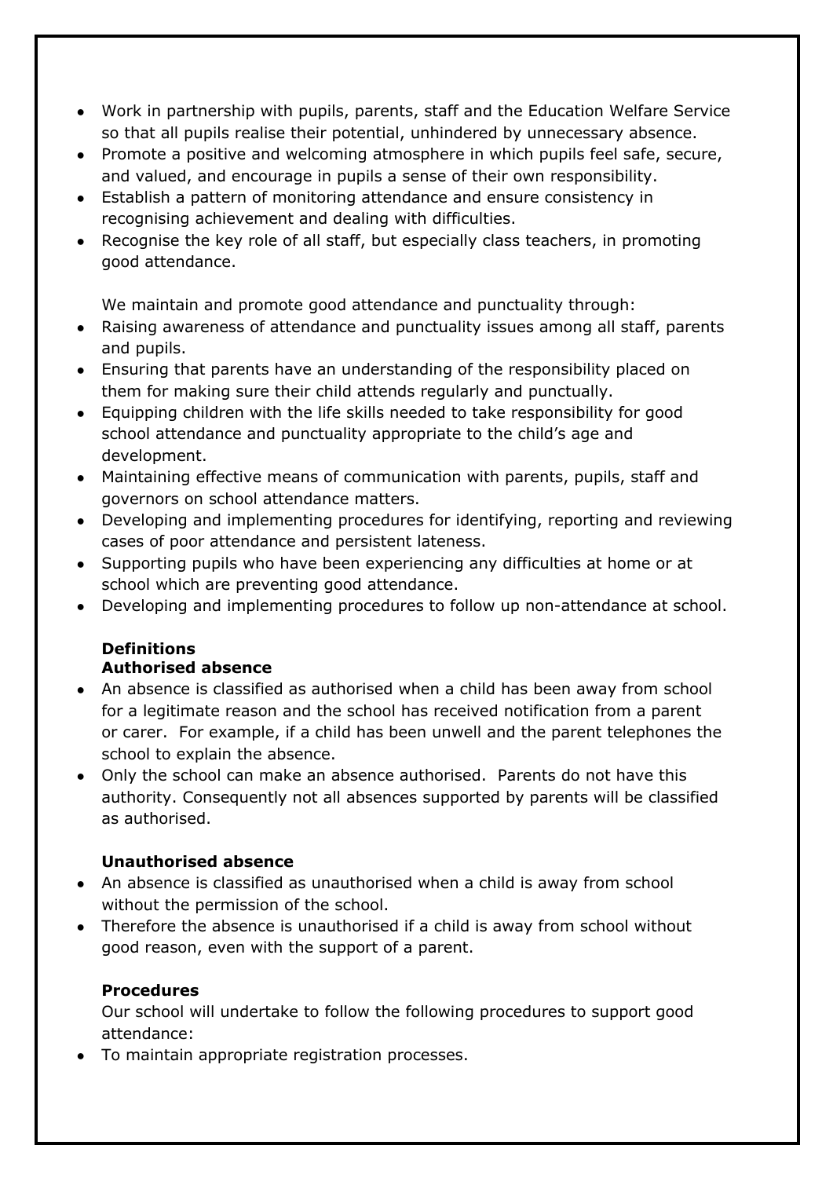- Work in partnership with pupils, parents, staff and the Education Welfare Service so that all pupils realise their potential, unhindered by unnecessary absence.
- Promote a positive and welcoming atmosphere in which pupils feel safe, secure, and valued, and encourage in pupils a sense of their own responsibility.
- Establish a pattern of monitoring attendance and ensure consistency in recognising achievement and dealing with difficulties.
- Recognise the key role of all staff, but especially class teachers, in promoting good attendance.

We maintain and promote good attendance and punctuality through:

- Raising awareness of attendance and punctuality issues among all staff, parents and pupils.
- Ensuring that parents have an understanding of the responsibility placed on them for making sure their child attends regularly and punctually.
- Equipping children with the life skills needed to take responsibility for good school attendance and punctuality appropriate to the child's age and development.
- Maintaining effective means of communication with parents, pupils, staff and governors on school attendance matters.
- Developing and implementing procedures for identifying, reporting and reviewing cases of poor attendance and persistent lateness.
- Supporting pupils who have been experiencing any difficulties at home or at school which are preventing good attendance.
- Developing and implementing procedures to follow up non-attendance at school.

**Definitions**

**Authorised absence**

- An absence is classified as authorised when a child has been away from school for a legitimate reason and the school has received notification from a parent or carer. For example, if a child has been unwell and the parent telephones the school to explain the absence.
- Only the school can make an absence authorised. Parents do not have this authority. Consequently not all absences supported by parents will be classified as authorised.

**Unauthorised absence**

- An absence is classified as unauthorised when a child is away from school without the permission of the school.
- Therefore the absence is unauthorised if a child is away from school without good reason, even with the support of a parent.

**Procedures**

Our school will undertake to follow the following procedures to support good attendance:

- To maintain appropriate registration processes.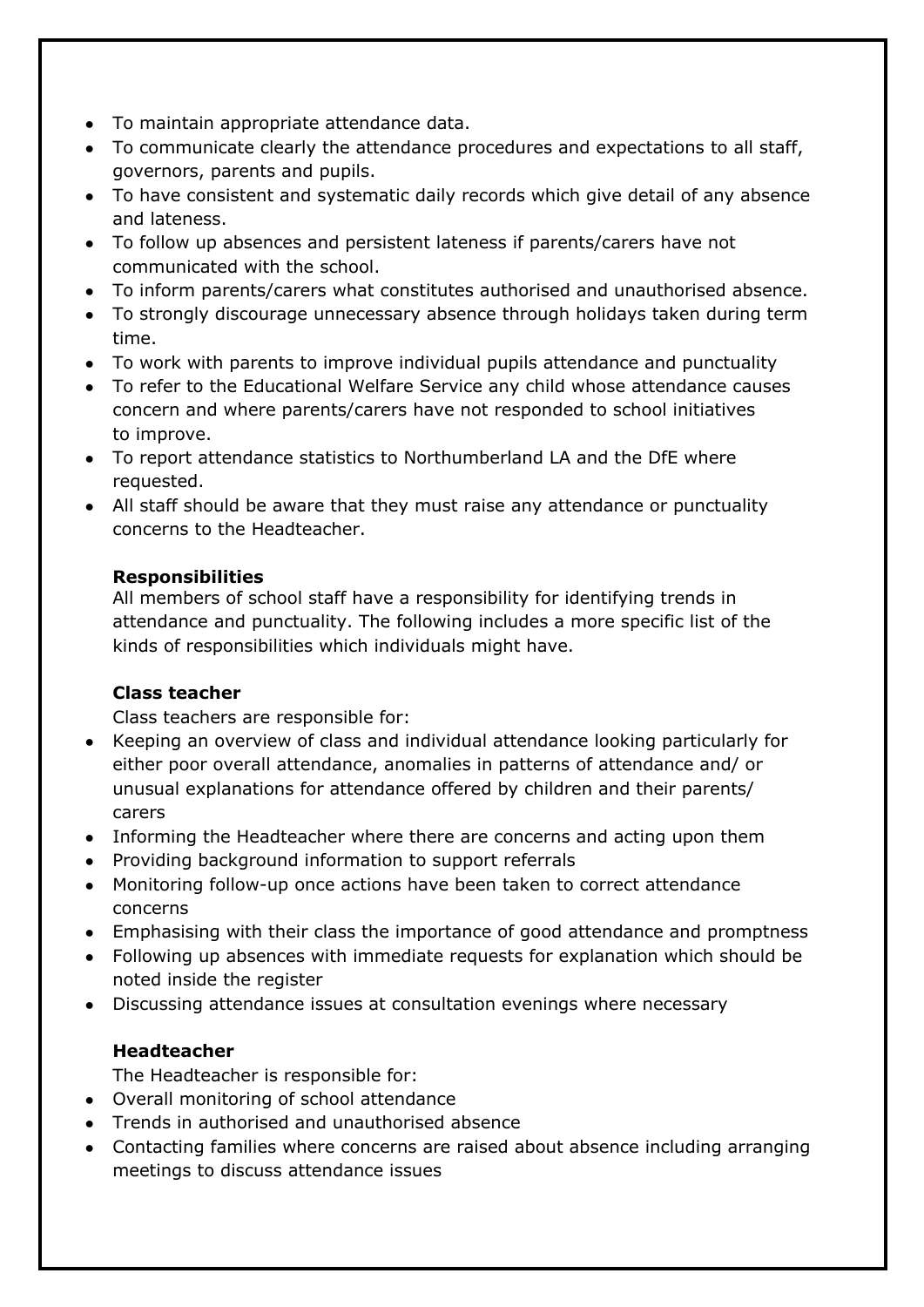- To maintain appropriate attendance data.
- To communicate clearly the attendance procedures and expectations to all staff, governors, parents and pupils.
- To have consistent and systematic daily records which give detail of any absence and lateness.
- To follow up absences and persistent lateness if parents/carers have not communicated with the school.
- To inform parents/carers what constitutes authorised and unauthorised absence.
- To strongly discourage unnecessary absence through holidays taken during term time.
- To work with parents to improve individual pupils attendance and punctuality
- To refer to the Educational Welfare Service any child whose attendance causes concern and where parents/carers have not responded to school initiatives to improve.
- To report attendance statistics to Northumberland LA and the DfE where requested.
- All staff should be aware that they must raise any attendance or punctuality concerns to the Headteacher.

**Responsibilities**

All members of school staff have a responsibility for identifying trends in attendance and punctuality. The following includes a more specific list of the kinds of responsibilities which individuals might have.

**Class teacher**

Class teachers are responsible for:

- Keeping an overview of class and individual attendance looking particularly for either poor overall attendance, anomalies in patterns of attendance and/ or unusual explanations for attendance offered by children and their parents/ carers
- Informing the Headteacher where there are concerns and acting upon them
- Providing background information to support referrals
- Monitoring follow-up once actions have been taken to correct attendance concerns
- Emphasising with their class the importance of good attendance and promptness
- Following up absences with immediate requests for explanation which should be noted inside the register
- Discussing attendance issues at consultation evenings where necessary

**Headteacher**

The Headteacher is responsible for:

- Overall monitoring of school attendance
- Trends in authorised and unauthorised absence
- Contacting families where concerns are raised about absence including arranging meetings to discuss attendance issues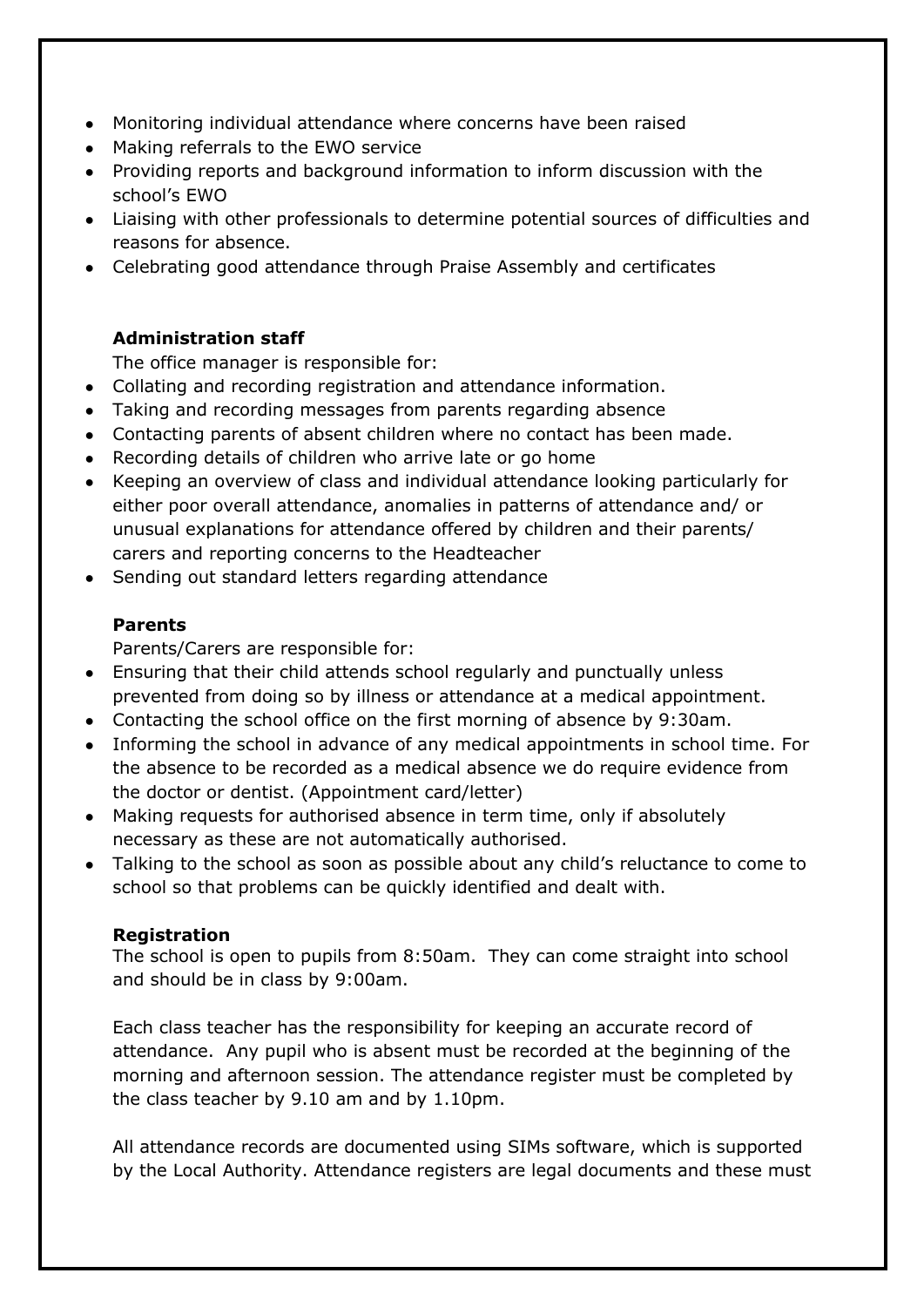- Monitoring individual attendance where concerns have been raised
- Making referrals to the EWO service
- Providing reports and background information to inform discussion with the school's EWO
- Liaising with other professionals to determine potential sources of difficulties and reasons for absence.
- Celebrating good attendance through Praise Assembly and certificates

**Administration staff**

The office manager is responsible for:

- Collating and recording registration and attendance information.
- Taking and recording messages from parents regarding absence
- Contacting parents of absent children where no contact has been made.
- Recording details of children who arrive late or go home
- Keeping an overview of class and individual attendance looking particularly for either poor overall attendance, anomalies in patterns of attendance and/ or unusual explanations for attendance offered by children and their parents/ carers and reporting concerns to the Headteacher
- Sending out standard letters regarding attendance

**Parents**

Parents/Carers are responsible for:

- Ensuring that their child attends school regularly and punctually unless prevented from doing so by illness or attendance at a medical appointment.
- Contacting the school office on the first morning of absence by 9:30am.
- Informing the school in advance of any medical appointments in school time. For the absence to be recorded as a medical absence we do require evidence from the doctor or dentist. (Appointment card/letter)
- Making requests for authorised absence in term time, only if absolutely necessary as these are not automatically authorised.
- Talking to the school as soon as possible about any child's reluctance to come to school so that problems can be quickly identified and dealt with.

**Registration**

The school is open to pupils from 8:50am. They can come straight into school and should be in class by 9:00am.

Each class teacher has the responsibility for keeping an accurate record of attendance. Any pupil who is absent must be recorded at the beginning of the morning and afternoon session. The attendance register must be completed by the class teacher by 9.10 am and by 1.10pm.

All attendance records are documented using SIMs software, which is supported by the Local Authority. Attendance registers are legal documents and these must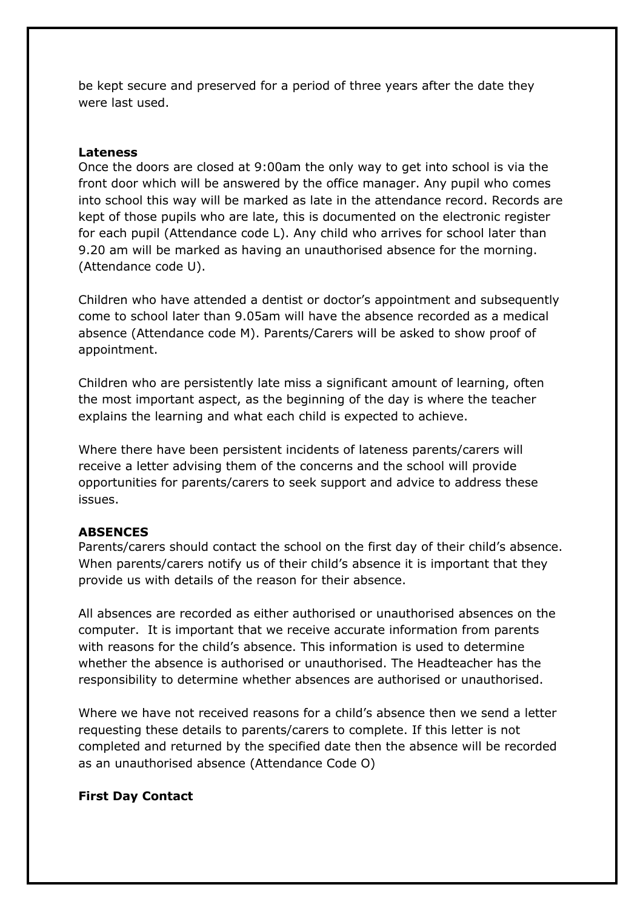be kept secure and preserved for a period of three years after the date they were last used.

**Lateness**

Once the doors are closed at 9:00am the only way to get into school is via the front door which will be answered by the office manager. Any pupil who comes into school this way will be marked as late in the attendance record. Records are kept of those pupils who are late, this is documented on the electronic register for each pupil (Attendance code L). Any child who arrives for school later than 9.20 am will be marked as having an unauthorised absence for the morning. (Attendance code U).

Children who have attended a dentist or doctor's appointment and subsequently come to school later than 9.05am will have the absence recorded as a medical absence (Attendance code M). Parents/Carers will be asked to show proof of appointment.

Children who are persistently late miss a significant amount of learning, often the most important aspect, as the beginning of the day is where the teacher explains the learning and what each child is expected to achieve.

Where there have been persistent incidents of lateness parents/carers will receive a letter advising them of the concerns and the school will provide opportunities for parents/carers to seek support and advice to address these issues.

**ABSENCES**

Parents/carers should contact the school on the first day of their child's absence. When parents/carers notify us of their child's absence it is important that they provide us with details of the reason for their absence.

All absences are recorded as either authorised or unauthorised absences on the computer. It is important that we receive accurate information from parents with reasons for the child's absence. This information is used to determine whether the absence is authorised or unauthorised. The Headteacher has the responsibility to determine whether absences are authorised or unauthorised.

Where we have not received reasons for a child's absence then we send a letter requesting these details to parents/carers to complete. If this letter is not completed and returned by the specified date then the absence will be recorded as an unauthorised absence (Attendance Code O)

**First Day Contact**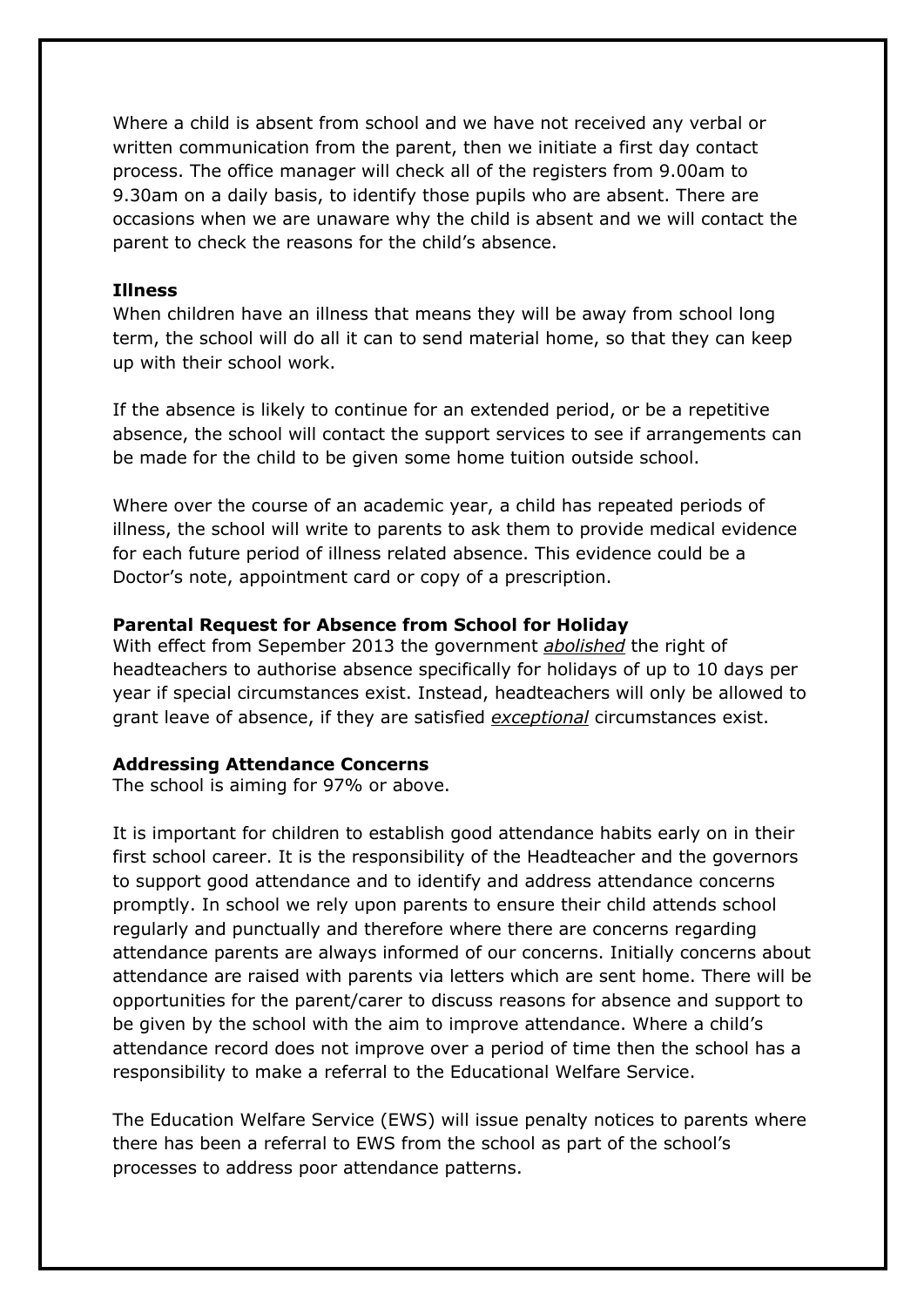Where a child is absent from school and we have not received any verbal or written communication from the parent, then we initiate a first day contact process. The office manager will check all of the registers from 9.00am to 9.30am on a daily basis, to identify those pupils who are absent. There are occasions when we are unaware why the child is absent and we will contact the parent to check the reasons for the child's absence.

**Illness**

When children have an illness that means they will be away from school long term, the school will do all it can to send material home, so that they can keep up with their school work.

If the absence is likely to continue for an extended period, or be a repetitive absence, the school will contact the support services to see if arrangements can be made for the child to be given some home tuition outside school.

Where over the course of an academic year, a child has repeated periods of illness, the school will write to parents to ask them to provide medical evidence for each future period of illness related absence. This evidence could be a Doctor's note, appointment card or copy of a prescription.

**Parental Request for Absence from School for Holiday**

With effect from September 2013 the government ***abolished*** the right of headteachers to authorise absence specifically for holidays of up to 10 days per year if special circumstances exist. Instead, headteachers will only be allowed to grant leave of absence, if they are satisfied ***exceptional*** circumstances exist.

**Addressing Attendance Concerns**

The school is aiming for 97% or above.

It is important for children to establish good attendance habits early on in their first school career. It is the responsibility of the Headteacher and the governors to support good attendance and to identify and address attendance concerns promptly. In school we rely upon parents to ensure their child attends school regularly and punctually and therefore where there are concerns regarding attendance parents are always informed of our concerns. Initially concerns about attendance are raised with parents via letters which are sent home. There will be opportunities for the parent/carer to discuss reasons for absence and support to be given by the school with the aim to improve attendance. Where a child's attendance record does not improve over a period of time then the school has a responsibility to make a referral to the Educational Welfare Service.

The Education Welfare Service (EWS) will issue penalty notices to parents where there has been a referral to EWS from the school as part of the school's processes to address poor attendance patterns.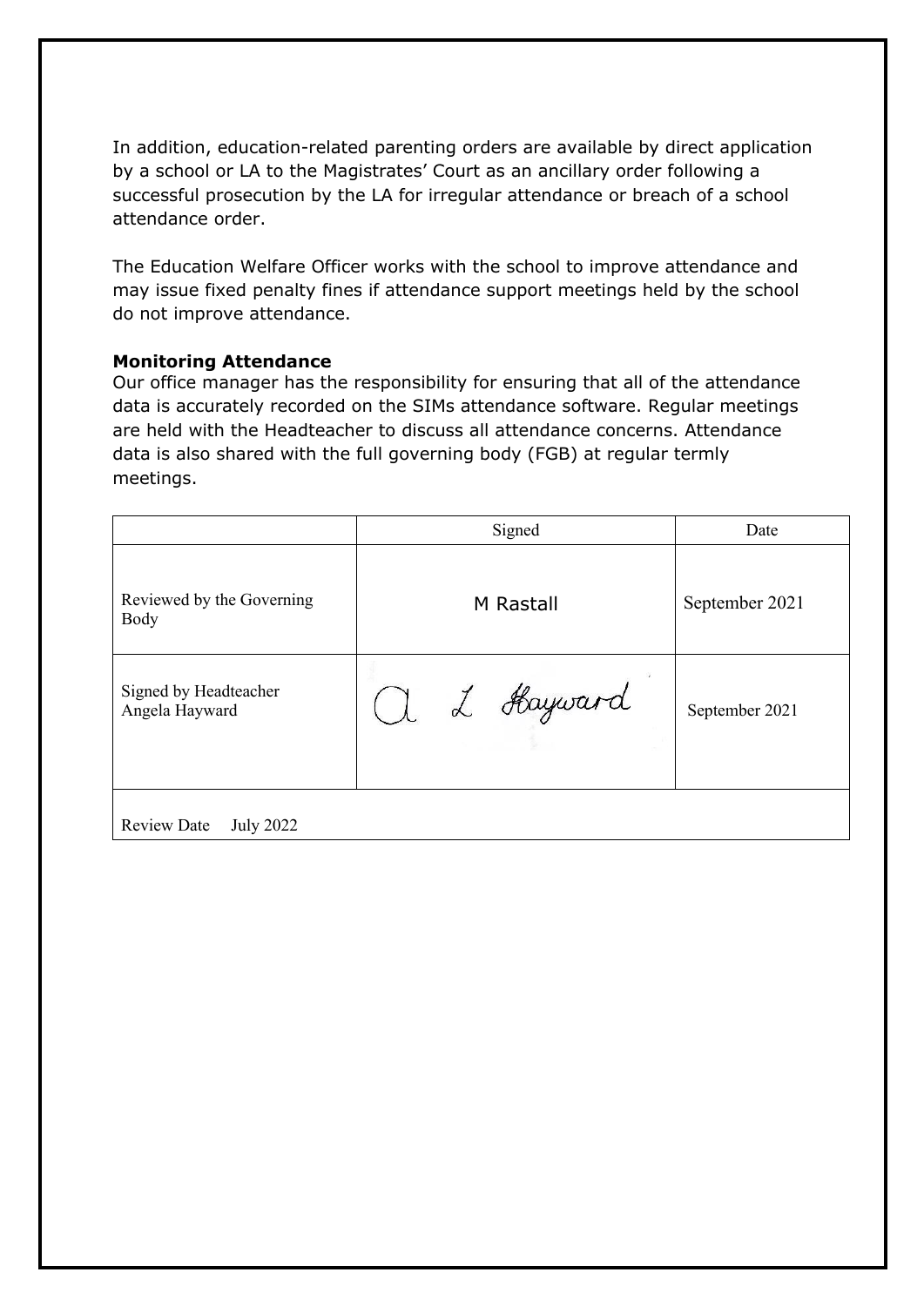In addition, education-related parenting orders are available by direct application by a school or LA to the Magistrates' Court as an ancillary order following a successful prosecution by the LA for irregular attendance or breach of a school attendance order.

The Education Welfare Officer works with the school to improve attendance and may issue fixed penalty fines if attendance support meetings held by the school do not improve attendance.

**Monitoring Attendance**
Our office manager has the responsibility for ensuring that all of the attendance data is accurately recorded on the SIMs attendance software. Regular meetings are held with the Headteacher to discuss all attendance concerns. Attendance data is also shared with the full governing body (FGB) at regular termly meetings.

| | Signed | Date |
|---|---|---|
| Reviewed by the Governing Body | M Rastall | September 2021 |
| Signed by Headteacher Angela Hayward | A L Hayward | September 2021 |
| Review Date July 2022 | | |